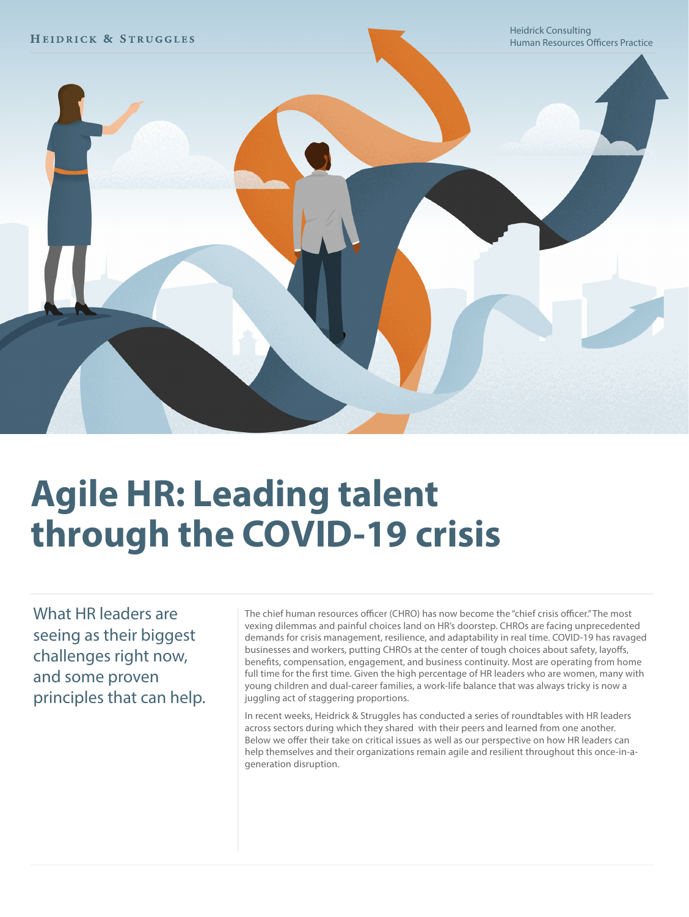Heidrick & Struggles

Heidrick Consulting
Human Resources Officers Practice

# Agile HR: Leading talent through the COVID-19 crisis

What HR leaders are seeing as their biggest challenges right now, and some proven principles that can help.

The chief human resources officer (CHRO) has now become the "chief crisis officer." The most vexing dilemmas and painful choices land on HR's doorstep. CHROs are facing unprecedented demands for crisis management, resilience, and adaptability in real time. COVID-19 has ravaged businesses and workers, putting CHROs at the center of tough choices about safety, layoffs, benefits, compensation, engagement, and business continuity. Most are operating from home full time for the first time. Given the high percentage of HR leaders who are women, many with young children and dual-career families, a work-life balance that was always tricky is now a juggling act of staggering proportions.

In recent weeks, Heidrick & Struggles has conducted a series of roundtables with HR leaders across sectors during which they shared with their peers and learned from one another. Below we offer their take on critical issues as well as our perspective on how HR leaders can help themselves and their organizations remain agile and resilient throughout this once-in-a-generation disruption.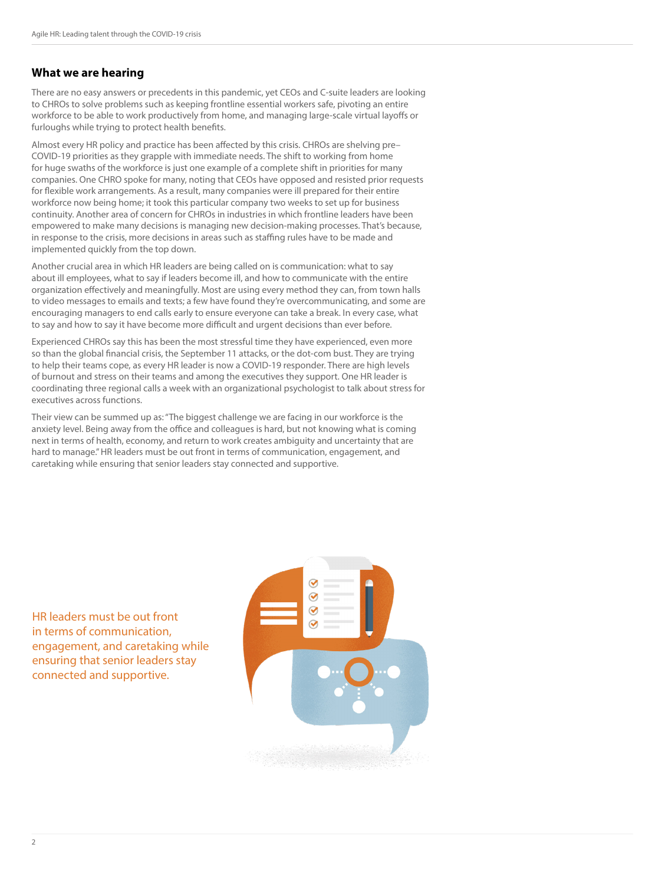## What we are hearing

There are no easy answers or precedents in this pandemic, yet CEOs and C-suite leaders are looking to CHROs to solve problems such as keeping frontline essential workers safe, pivoting an entire workforce to be able to work productively from home, and managing large-scale virtual layoffs or furloughs while trying to protect health benefits.

Almost every HR policy and practice has been affected by this crisis. CHROs are shelving pre–COVID-19 priorities as they grapple with immediate needs. The shift to working from home for huge swaths of the workforce is just one example of a complete shift in priorities for many companies. One CHRO spoke for many, noting that CEOs have opposed and resisted prior requests for flexible work arrangements. As a result, many companies were ill prepared for their entire workforce now being home; it took this particular company two weeks to set up for business continuity. Another area of concern for CHROs in industries in which frontline leaders have been empowered to make many decisions is managing new decision-making processes. That's because, in response to the crisis, more decisions in areas such as staffing rules have to be made and implemented quickly from the top down.

Another crucial area in which HR leaders are being called on is communication: what to say about ill employees, what to say if leaders become ill, and how to communicate with the entire organization effectively and meaningfully. Most are using every method they can, from town halls to video messages to emails and texts; a few have found they're overcommunicating, and some are encouraging managers to end calls early to ensure everyone can take a break. In every case, what to say and how to say it have become more difficult and urgent decisions than ever before.

Experienced CHROs say this has been the most stressful time they have experienced, even more so than the global financial crisis, the September 11 attacks, or the dot-com bust. They are trying to help their teams cope, as every HR leader is now a COVID-19 responder. There are high levels of burnout and stress on their teams and among the executives they support. One HR leader is coordinating three regional calls a week with an organizational psychologist to talk about stress for executives across functions.

Their view can be summed up as: "The biggest challenge we are facing in our workforce is the anxiety level. Being away from the office and colleagues is hard, but not knowing what is coming next in terms of health, economy, and return to work creates ambiguity and uncertainty that are hard to manage." HR leaders must be out front in terms of communication, engagement, and caretaking while ensuring that senior leaders stay connected and supportive.

HR leaders must be out front in terms of communication, engagement, and caretaking while ensuring that senior leaders stay connected and supportive.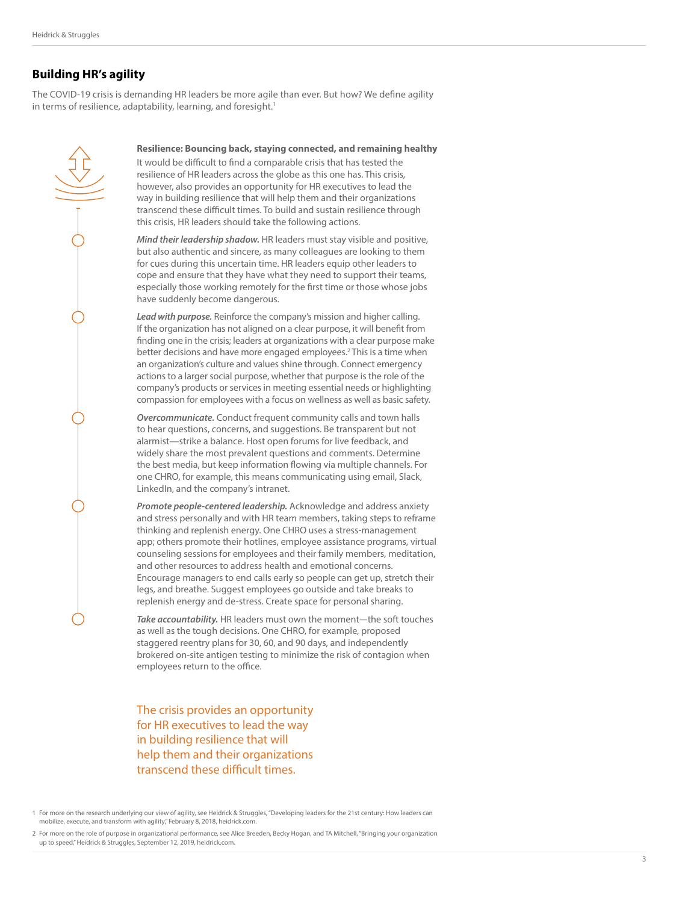## Building HR's agility

The COVID-19 crisis is demanding HR leaders be more agile than ever. But how? We define agility in terms of resilience, adaptability, learning, and foresight.[1]

### Resilience: Bouncing back, staying connected, and remaining healthy

It would be difficult to find a comparable crisis that has tested the resilience of HR leaders across the globe as this one has. This crisis, however, also provides an opportunity for HR executives to lead the way in building resilience that will help them and their organizations transcend these difficult times. To build and sustain resilience through this crisis, HR leaders should take the following actions.

***Mind their leadership shadow.*** HR leaders must stay visible and positive, but also authentic and sincere, as many colleagues are looking to them for cues during this uncertain time. HR leaders equip other leaders to cope and ensure that they have what they need to support their teams, especially those working remotely for the first time or those whose jobs have suddenly become dangerous.

***Lead with purpose.*** Reinforce the company's mission and higher calling. If the organization has not aligned on a clear purpose, it will benefit from finding one in the crisis; leaders at organizations with a clear purpose make better decisions and have more engaged employees.[2] This is a time when an organization's culture and values shine through. Connect emergency actions to a larger social purpose, whether that purpose is the role of the company's products or services in meeting essential needs or highlighting compassion for employees with a focus on wellness as well as basic safety.

***Overcommunicate.*** Conduct frequent community calls and town halls to hear questions, concerns, and suggestions. Be transparent but not alarmist—strike a balance. Host open forums for live feedback, and widely share the most prevalent questions and comments. Determine the best media, but keep information flowing via multiple channels. For one CHRO, for example, this means communicating using email, Slack, LinkedIn, and the company's intranet.

***Promote people-centered leadership.*** Acknowledge and address anxiety and stress personally and with HR team members, taking steps to reframe thinking and replenish energy. One CHRO uses a stress-management app; others promote their hotlines, employee assistance programs, virtual counseling sessions for employees and their family members, meditation, and other resources to address health and emotional concerns. Encourage managers to end calls early so people can get up, stretch their legs, and breathe. Suggest employees go outside and take breaks to replenish energy and de-stress. Create space for personal sharing.

***Take accountability.*** HR leaders must own the moment—the soft touches as well as the tough decisions. One CHRO, for example, proposed staggered reentry plans for 30, 60, and 90 days, and independently brokered on-site antigen testing to minimize the risk of contagion when employees return to the office.

The crisis provides an opportunity for HR executives to lead the way in building resilience that will help them and their organizations transcend these difficult times.

1 For more on the research underlying our view of agility, see Heidrick & Struggles, "Developing leaders for the 21st century: How leaders can mobilize, execute, and transform with agility," February 8, 2018, heidrick.com.

2 For more on the role of purpose in organizational performance, see Alice Breeden, Becky Hogan, and TA Mitchell, "Bringing your organization up to speed," Heidrick & Struggles, September 12, 2019, heidrick.com.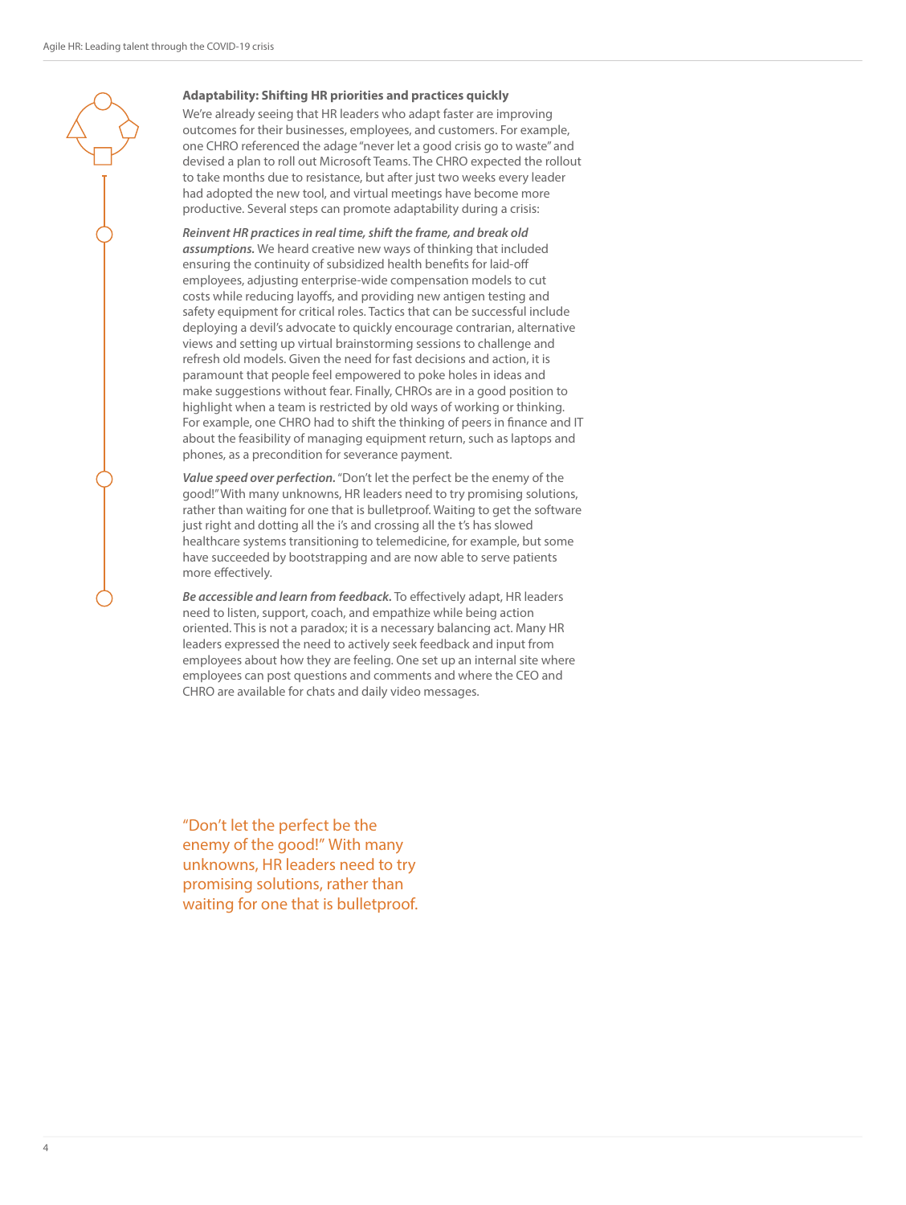### Adaptability: Shifting HR priorities and practices quickly

We're already seeing that HR leaders who adapt faster are improving outcomes for their businesses, employees, and customers. For example, one CHRO referenced the adage "never let a good crisis go to waste" and devised a plan to roll out Microsoft Teams. The CHRO expected the rollout to take months due to resistance, but after just two weeks every leader had adopted the new tool, and virtual meetings have become more productive. Several steps can promote adaptability during a crisis:

***Reinvent HR practices in real time, shift the frame, and break old assumptions.*** We heard creative new ways of thinking that included ensuring the continuity of subsidized health benefits for laid-off employees, adjusting enterprise-wide compensation models to cut costs while reducing layoffs, and providing new antigen testing and safety equipment for critical roles. Tactics that can be successful include deploying a devil's advocate to quickly encourage contrarian, alternative views and setting up virtual brainstorming sessions to challenge and refresh old models. Given the need for fast decisions and action, it is paramount that people feel empowered to poke holes in ideas and make suggestions without fear. Finally, CHROs are in a good position to highlight when a team is restricted by old ways of working or thinking. For example, one CHRO had to shift the thinking of peers in finance and IT about the feasibility of managing equipment return, such as laptops and phones, as a precondition for severance payment.

***Value speed over perfection.*** "Don't let the perfect be the enemy of the good!" With many unknowns, HR leaders need to try promising solutions, rather than waiting for one that is bulletproof. Waiting to get the software just right and dotting all the i's and crossing all the t's has slowed healthcare systems transitioning to telemedicine, for example, but some have succeeded by bootstrapping and are now able to serve patients more effectively.

***Be accessible and learn from feedback.*** To effectively adapt, HR leaders need to listen, support, coach, and empathize while being action oriented. This is not a paradox; it is a necessary balancing act. Many HR leaders expressed the need to actively seek feedback and input from employees about how they are feeling. One set up an internal site where employees can post questions and comments and where the CEO and CHRO are available for chats and daily video messages.

> "Don't let the perfect be the enemy of the good!" With many unknowns, HR leaders need to try promising solutions, rather than waiting for one that is bulletproof.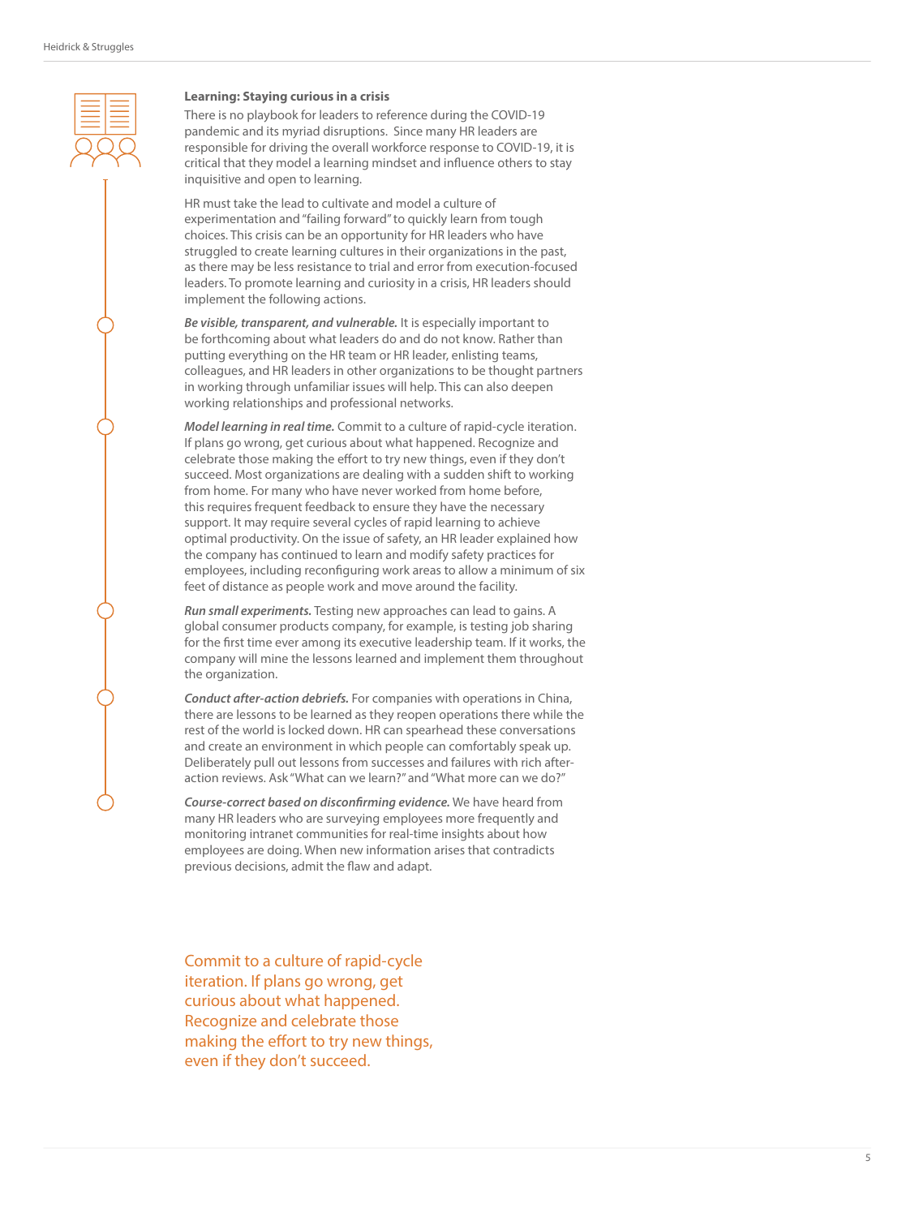### Learning: Staying curious in a crisis

There is no playbook for leaders to reference during the COVID-19 pandemic and its myriad disruptions. Since many HR leaders are responsible for driving the overall workforce response to COVID-19, it is critical that they model a learning mindset and influence others to stay inquisitive and open to learning.

HR must take the lead to cultivate and model a culture of experimentation and "failing forward" to quickly learn from tough choices. This crisis can be an opportunity for HR leaders who have struggled to create learning cultures in their organizations in the past, as there may be less resistance to trial and error from execution-focused leaders. To promote learning and curiosity in a crisis, HR leaders should implement the following actions.

***Be visible, transparent, and vulnerable.*** It is especially important to be forthcoming about what leaders do and do not know. Rather than putting everything on the HR team or HR leader, enlisting teams, colleagues, and HR leaders in other organizations to be thought partners in working through unfamiliar issues will help. This can also deepen working relationships and professional networks.

***Model learning in real time.*** Commit to a culture of rapid-cycle iteration. If plans go wrong, get curious about what happened. Recognize and celebrate those making the effort to try new things, even if they don't succeed. Most organizations are dealing with a sudden shift to working from home. For many who have never worked from home before, this requires frequent feedback to ensure they have the necessary support. It may require several cycles of rapid learning to achieve optimal productivity. On the issue of safety, an HR leader explained how the company has continued to learn and modify safety practices for employees, including reconfiguring work areas to allow a minimum of six feet of distance as people work and move around the facility.

***Run small experiments.*** Testing new approaches can lead to gains. A global consumer products company, for example, is testing job sharing for the first time ever among its executive leadership team. If it works, the company will mine the lessons learned and implement them throughout the organization.

***Conduct after-action debriefs.*** For companies with operations in China, there are lessons to be learned as they reopen operations there while the rest of the world is locked down. HR can spearhead these conversations and create an environment in which people can comfortably speak up. Deliberately pull out lessons from successes and failures with rich after-action reviews. Ask "What can we learn?" and "What more can we do?"

***Course-correct based on disconfirming evidence.*** We have heard from many HR leaders who are surveying employees more frequently and monitoring intranet communities for real-time insights about how employees are doing. When new information arises that contradicts previous decisions, admit the flaw and adapt.

Commit to a culture of rapid-cycle iteration. If plans go wrong, get curious about what happened. Recognize and celebrate those making the effort to try new things, even if they don't succeed.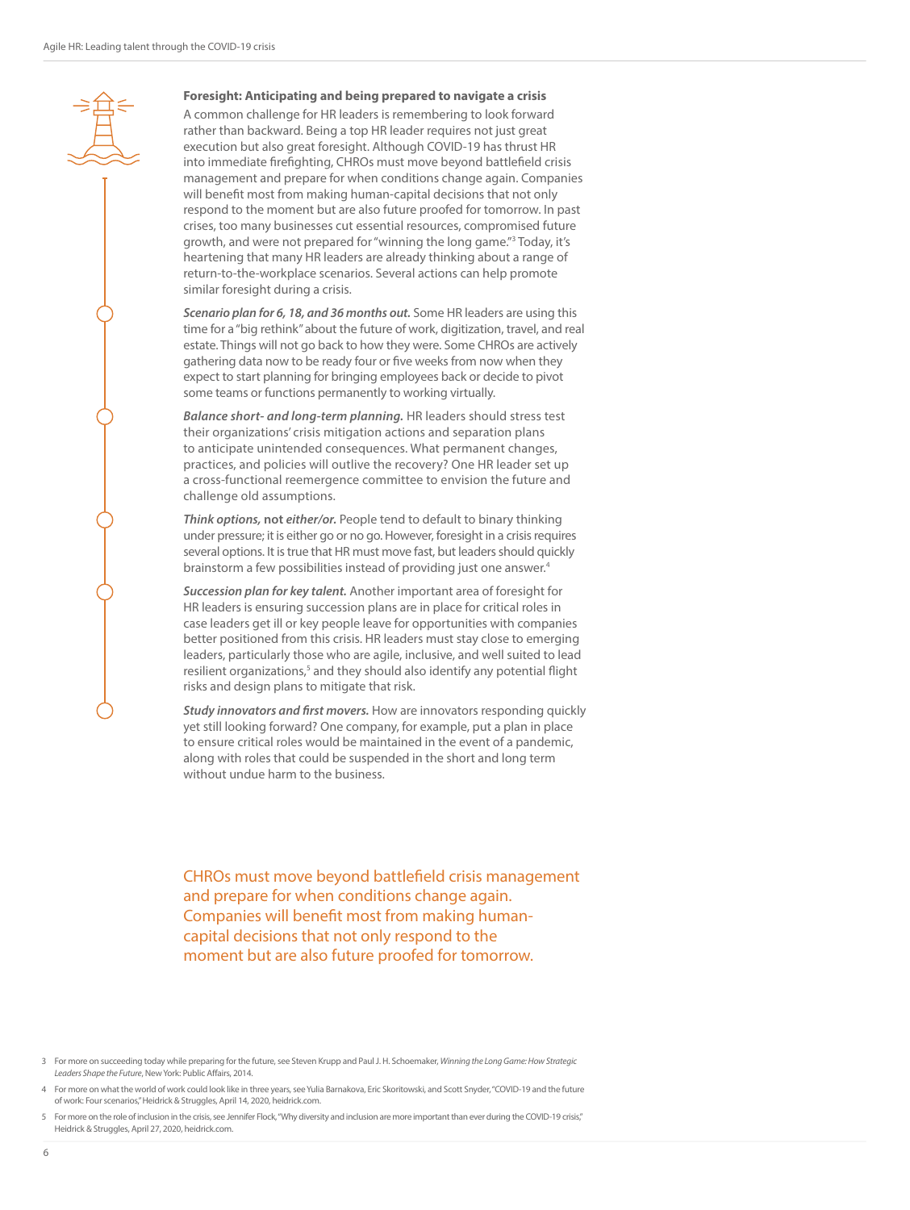**Foresight: Anticipating and being prepared to navigate a crisis**

A common challenge for HR leaders is remembering to look forward rather than backward. Being a top HR leader requires not just great execution but also great foresight. Although COVID-19 has thrust HR into immediate firefighting, CHROs must move beyond battlefield crisis management and prepare for when conditions change again. Companies will benefit most from making human-capital decisions that not only respond to the moment but are also future proofed for tomorrow. In past crises, too many businesses cut essential resources, compromised future growth, and were not prepared for "winning the long game."[3] Today, it's heartening that many HR leaders are already thinking about a range of return-to-the-workplace scenarios. Several actions can help promote similar foresight during a crisis.

***Scenario plan for 6, 18, and 36 months out.*** Some HR leaders are using this time for a "big rethink" about the future of work, digitization, travel, and real estate. Things will not go back to how they were. Some CHROs are actively gathering data now to be ready four or five weeks from now when they expect to start planning for bringing employees back or decide to pivot some teams or functions permanently to working virtually.

***Balance short- and long-term planning.*** HR leaders should stress test their organizations' crisis mitigation actions and separation plans to anticipate unintended consequences. What permanent changes, practices, and policies will outlive the recovery? One HR leader set up a cross-functional reemergence committee to envision the future and challenge old assumptions.

***Think options,* not *either/or.*** People tend to default to binary thinking under pressure; it is either go or no go. However, foresight in a crisis requires several options. It is true that HR must move fast, but leaders should quickly brainstorm a few possibilities instead of providing just one answer.[4]

***Succession plan for key talent.*** Another important area of foresight for HR leaders is ensuring succession plans are in place for critical roles in case leaders get ill or key people leave for opportunities with companies better positioned from this crisis. HR leaders must stay close to emerging leaders, particularly those who are agile, inclusive, and well suited to lead resilient organizations,[5] and they should also identify any potential flight risks and design plans to mitigate that risk.

***Study innovators and first movers.*** How are innovators responding quickly yet still looking forward? One company, for example, put a plan in place to ensure critical roles would be maintained in the event of a pandemic, along with roles that could be suspended in the short and long term without undue harm to the business.

CHROs must move beyond battlefield crisis management and prepare for when conditions change again. Companies will benefit most from making human-capital decisions that not only respond to the moment but are also future proofed for tomorrow.

3 For more on succeeding today while preparing for the future, see Steven Krupp and Paul J. H. Schoemaker, *Winning the Long Game: How Strategic Leaders Shape the Future*, New York: Public Affairs, 2014.

4 For more on what the world of work could look like in three years, see Yulia Barnakova, Eric Skoritowski, and Scott Snyder, "COVID-19 and the future of work: Four scenarios," Heidrick & Struggles, April 14, 2020, heidrick.com.

5 For more on the role of inclusion in the crisis, see Jennifer Flock, "Why diversity and inclusion are more important than ever during the COVID-19 crisis," Heidrick & Struggles, April 27, 2020, heidrick.com.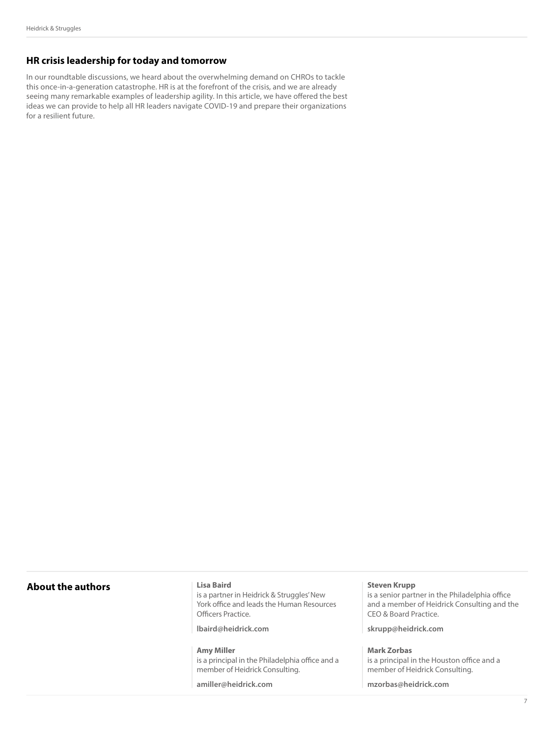## HR crisis leadership for today and tomorrow

In our roundtable discussions, we heard about the overwhelming demand on CHROs to tackle this once-in-a-generation catastrophe. HR is at the forefront of the crisis, and we are already seeing many remarkable examples of leadership agility. In this article, we have offered the best ideas we can provide to help all HR leaders navigate COVID-19 and prepare their organizations for a resilient future.

## About the authors

**Lisa Baird**
is a partner in Heidrick & Struggles' New York office and leads the Human Resources Officers Practice.

**lbaird@heidrick.com**

**Amy Miller**
is a principal in the Philadelphia office and a member of Heidrick Consulting.

**amiller@heidrick.com**

**Steven Krupp**
is a senior partner in the Philadelphia office and a member of Heidrick Consulting and the CEO & Board Practice.

**skrupp@heidrick.com**

**Mark Zorbas**
is a principal in the Houston office and a member of Heidrick Consulting.

**mzorbas@heidrick.com**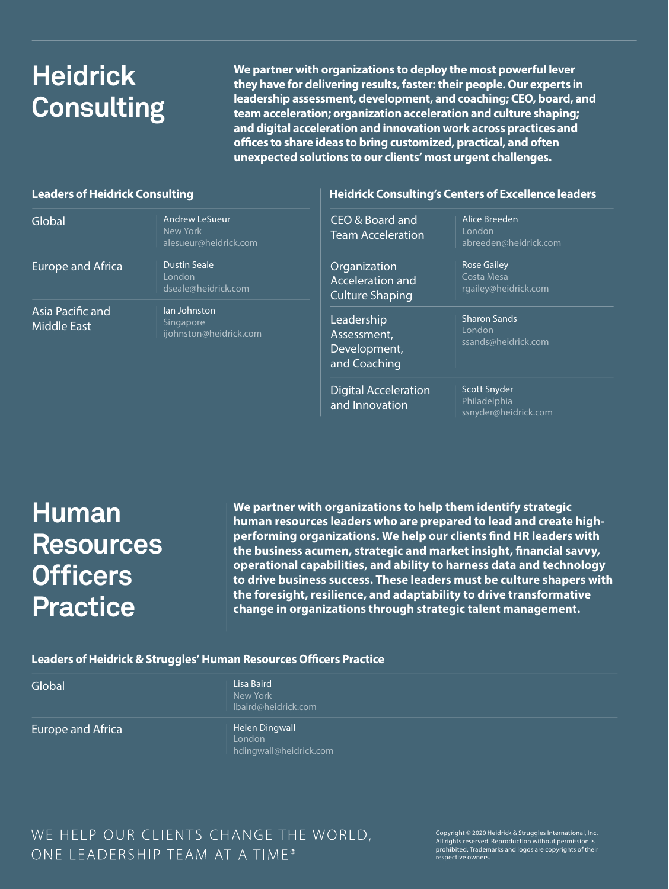# Heidrick Consulting

**We partner with organizations to deploy the most powerful lever they have for delivering results, faster: their people. Our experts in leadership assessment, development, and coaching; CEO, board, and team acceleration; organization acceleration and culture shaping; and digital acceleration and innovation work across practices and offices to share ideas to bring customized, practical, and often unexpected solutions to our clients' most urgent challenges.**

### Leaders of Heidrick Consulting

| | |
|---|---|
| Global | Andrew LeSueur<br>New York<br>alesueur@heidrick.com |
| Europe and Africa | Dustin Seale<br>London<br>dseale@heidrick.com |
| Asia Pacific and Middle East | Ian Johnston<br>Singapore<br>ijohnston@heidrick.com |

### Heidrick Consulting's Centers of Excellence leaders

| | |
|---|---|
| CEO & Board and Team Acceleration | Alice Breeden<br>London<br>abreeden@heidrick.com |
| Organization Acceleration and Culture Shaping | Rose Gailey<br>Costa Mesa<br>rgailey@heidrick.com |
| Leadership Assessment, Development, and Coaching | Sharon Sands<br>London<br>ssands@heidrick.com |
| Digital Acceleration and Innovation | Scott Snyder<br>Philadelphia<br>ssnyder@heidrick.com |

# Human Resources Officers Practice

**We partner with organizations to help them identify strategic human resources leaders who are prepared to lead and create high-performing organizations. We help our clients find HR leaders with the business acumen, strategic and market insight, financial savvy, operational capabilities, and ability to harness data and technology to drive business success. These leaders must be culture shapers with the foresight, resilience, and adaptability to drive transformative change in organizations through strategic talent management.**

### Leaders of Heidrick & Struggles' Human Resources Officers Practice

| | |
|---|---|
| Global | Lisa Baird<br>New York<br>lbaird@heidrick.com |
| Europe and Africa | Helen Dingwall<br>London<br>hdingwall@heidrick.com |

WE HELP OUR CLIENTS CHANGE THE WORLD, ONE LEADERSHIP TEAM AT A TIME®

Copyright © 2020 Heidrick & Struggles International, Inc. All rights reserved. Reproduction without permission is prohibited. Trademarks and logos are copyrights of their respective owners.